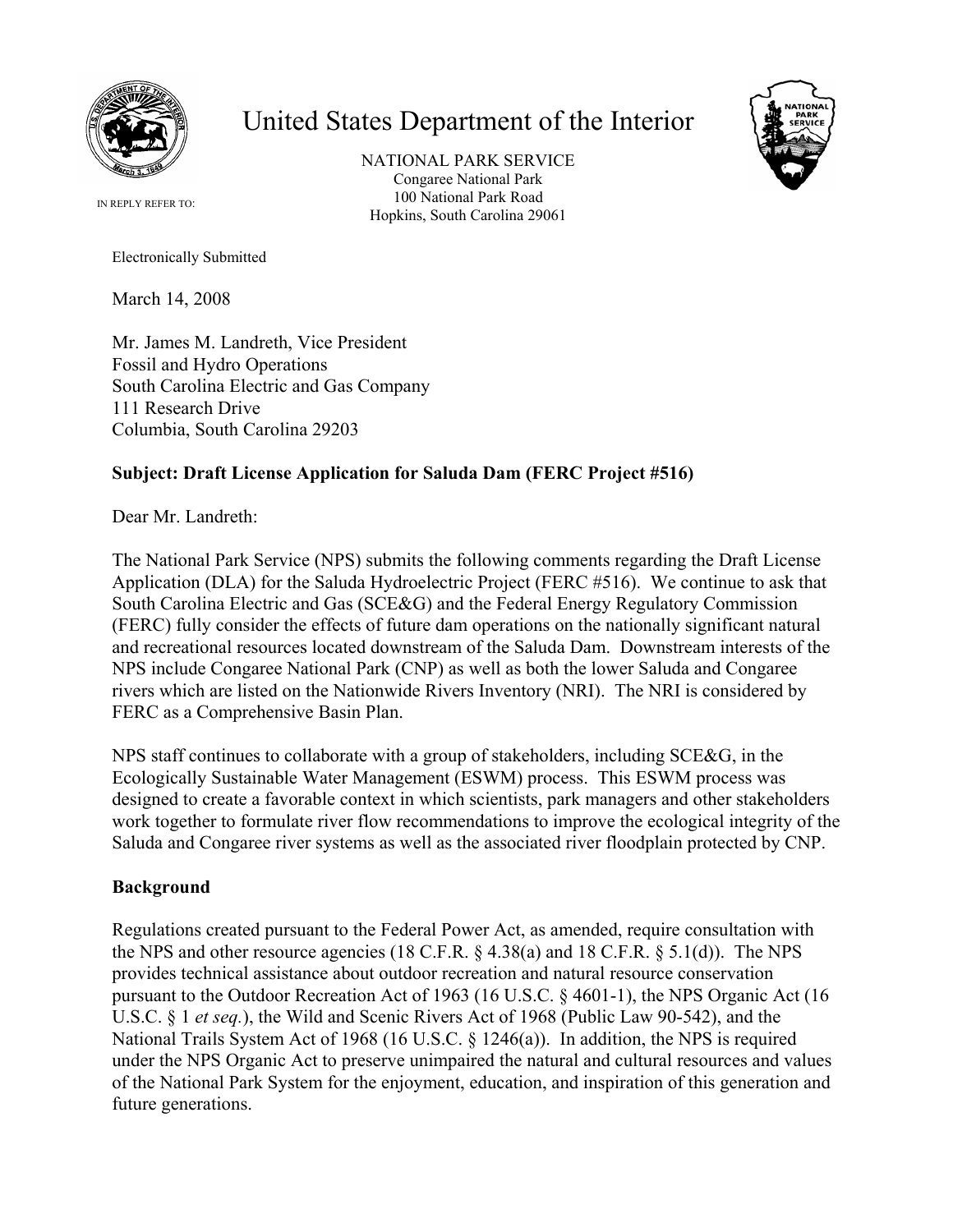# United States Department of the Interior

NATIONAL PARK SERVICE
Congaree National Park
100 National Park Road
Hopkins, South Carolina 29061

IN REPLY REFER TO:

Electronically Submitted

March 14, 2008

Mr. James M. Landreth, Vice President
Fossil and Hydro Operations
South Carolina Electric and Gas Company
111 Research Drive
Columbia, South Carolina 29203

**Subject: Draft License Application for Saluda Dam (FERC Project #516)**

Dear Mr. Landreth:

The National Park Service (NPS) submits the following comments regarding the Draft License Application (DLA) for the Saluda Hydroelectric Project (FERC #516). We continue to ask that South Carolina Electric and Gas (SCE&G) and the Federal Energy Regulatory Commission (FERC) fully consider the effects of future dam operations on the nationally significant natural and recreational resources located downstream of the Saluda Dam. Downstream interests of the NPS include Congaree National Park (CNP) as well as both the lower Saluda and Congaree rivers which are listed on the Nationwide Rivers Inventory (NRI). The NRI is considered by FERC as a Comprehensive Basin Plan.

NPS staff continues to collaborate with a group of stakeholders, including SCE&G, in the Ecologically Sustainable Water Management (ESWM) process. This ESWM process was designed to create a favorable context in which scientists, park managers and other stakeholders work together to formulate river flow recommendations to improve the ecological integrity of the Saluda and Congaree river systems as well as the associated river floodplain protected by CNP.

## Background

Regulations created pursuant to the Federal Power Act, as amended, require consultation with the NPS and other resource agencies (18 C.F.R. § 4.38(a) and 18 C.F.R. § 5.1(d)). The NPS provides technical assistance about outdoor recreation and natural resource conservation pursuant to the Outdoor Recreation Act of 1963 (16 U.S.C. § 4601-1), the NPS Organic Act (16 U.S.C. § 1 *et seq.*), the Wild and Scenic Rivers Act of 1968 (Public Law 90-542), and the National Trails System Act of 1968 (16 U.S.C. § 1246(a)). In addition, the NPS is required under the NPS Organic Act to preserve unimpaired the natural and cultural resources and values of the National Park System for the enjoyment, education, and inspiration of this generation and future generations.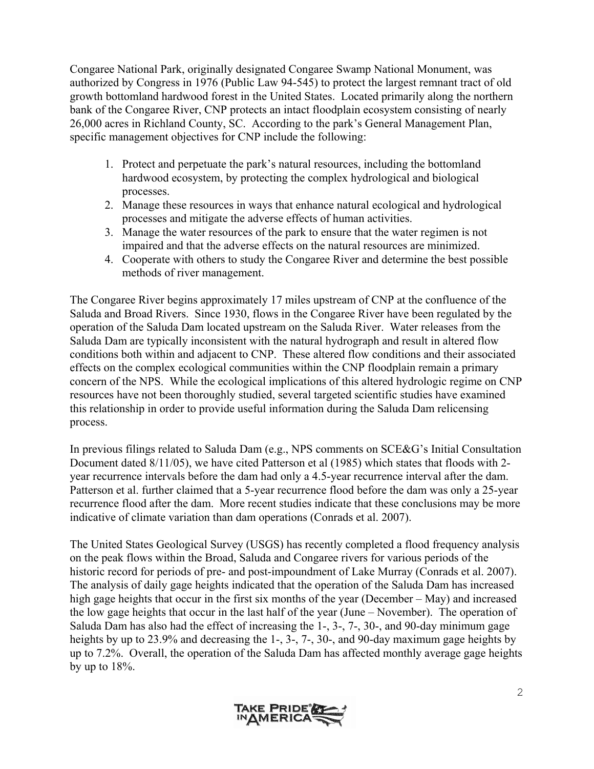Congaree National Park, originally designated Congaree Swamp National Monument, was authorized by Congress in 1976 (Public Law 94-545) to protect the largest remnant tract of old growth bottomland hardwood forest in the United States. Located primarily along the northern bank of the Congaree River, CNP protects an intact floodplain ecosystem consisting of nearly 26,000 acres in Richland County, SC. According to the park's General Management Plan, specific management objectives for CNP include the following:

1. Protect and perpetuate the park's natural resources, including the bottomland hardwood ecosystem, by protecting the complex hydrological and biological processes.
2. Manage these resources in ways that enhance natural ecological and hydrological processes and mitigate the adverse effects of human activities.
3. Manage the water resources of the park to ensure that the water regimen is not impaired and that the adverse effects on the natural resources are minimized.
4. Cooperate with others to study the Congaree River and determine the best possible methods of river management.

The Congaree River begins approximately 17 miles upstream of CNP at the confluence of the Saluda and Broad Rivers. Since 1930, flows in the Congaree River have been regulated by the operation of the Saluda Dam located upstream on the Saluda River. Water releases from the Saluda Dam are typically inconsistent with the natural hydrograph and result in altered flow conditions both within and adjacent to CNP. These altered flow conditions and their associated effects on the complex ecological communities within the CNP floodplain remain a primary concern of the NPS. While the ecological implications of this altered hydrologic regime on CNP resources have not been thoroughly studied, several targeted scientific studies have examined this relationship in order to provide useful information during the Saluda Dam relicensing process.

In previous filings related to Saluda Dam (e.g., NPS comments on SCE&G's Initial Consultation Document dated 8/11/05), we have cited Patterson et al (1985) which states that floods with 2-year recurrence intervals before the dam had only a 4.5-year recurrence interval after the dam. Patterson et al. further claimed that a 5-year recurrence flood before the dam was only a 25-year recurrence flood after the dam. More recent studies indicate that these conclusions may be more indicative of climate variation than dam operations (Conrads et al. 2007).

The United States Geological Survey (USGS) has recently completed a flood frequency analysis on the peak flows within the Broad, Saluda and Congaree rivers for various periods of the historic record for periods of pre- and post-impoundment of Lake Murray (Conrads et al. 2007). The analysis of daily gage heights indicated that the operation of the Saluda Dam has increased high gage heights that occur in the first six months of the year (December – May) and increased the low gage heights that occur in the last half of the year (June – November). The operation of Saluda Dam has also had the effect of increasing the 1-, 3-, 7-, 30-, and 90-day minimum gage heights by up to 23.9% and decreasing the 1-, 3-, 7-, 30-, and 90-day maximum gage heights by up to 7.2%. Overall, the operation of the Saluda Dam has affected monthly average gage heights by up to 18%.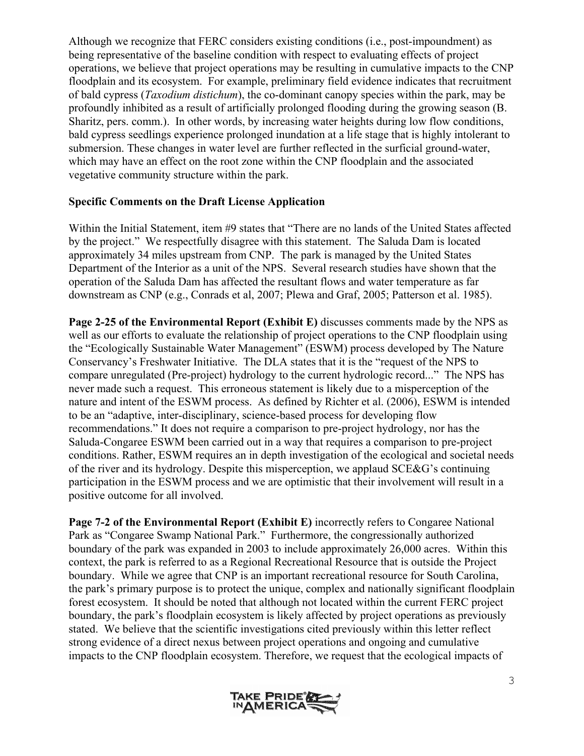Although we recognize that FERC considers existing conditions (i.e., post-impoundment) as being representative of the baseline condition with respect to evaluating effects of project operations, we believe that project operations may be resulting in cumulative impacts to the CNP floodplain and its ecosystem. For example, preliminary field evidence indicates that recruitment of bald cypress (*Taxodium distichum*), the co-dominant canopy species within the park, may be profoundly inhibited as a result of artificially prolonged flooding during the growing season (B. Sharitz, pers. comm.). In other words, by increasing water heights during low flow conditions, bald cypress seedlings experience prolonged inundation at a life stage that is highly intolerant to submersion. These changes in water level are further reflected in the surficial ground-water, which may have an effect on the root zone within the CNP floodplain and the associated vegetative community structure within the park.

**Specific Comments on the Draft License Application**

Within the Initial Statement, item #9 states that "There are no lands of the United States affected by the project." We respectfully disagree with this statement. The Saluda Dam is located approximately 34 miles upstream from CNP. The park is managed by the United States Department of the Interior as a unit of the NPS. Several research studies have shown that the operation of the Saluda Dam has affected the resultant flows and water temperature as far downstream as CNP (e.g., Conrads et al, 2007; Plewa and Graf, 2005; Patterson et al. 1985).

**Page 2-25 of the Environmental Report (Exhibit E)** discusses comments made by the NPS as well as our efforts to evaluate the relationship of project operations to the CNP floodplain using the "Ecologically Sustainable Water Management" (ESWM) process developed by The Nature Conservancy's Freshwater Initiative. The DLA states that it is the "request of the NPS to compare unregulated (Pre-project) hydrology to the current hydrologic record..." The NPS has never made such a request. This erroneous statement is likely due to a misperception of the nature and intent of the ESWM process. As defined by Richter et al. (2006), ESWM is intended to be an "adaptive, inter-disciplinary, science-based process for developing flow recommendations." It does not require a comparison to pre-project hydrology, nor has the Saluda-Congaree ESWM been carried out in a way that requires a comparison to pre-project conditions. Rather, ESWM requires an in depth investigation of the ecological and societal needs of the river and its hydrology. Despite this misperception, we applaud SCE&G's continuing participation in the ESWM process and we are optimistic that their involvement will result in a positive outcome for all involved.

**Page 7-2 of the Environmental Report (Exhibit E)** incorrectly refers to Congaree National Park as "Congaree Swamp National Park." Furthermore, the congressionally authorized boundary of the park was expanded in 2003 to include approximately 26,000 acres. Within this context, the park is referred to as a Regional Recreational Resource that is outside the Project boundary. While we agree that CNP is an important recreational resource for South Carolina, the park's primary purpose is to protect the unique, complex and nationally significant floodplain forest ecosystem. It should be noted that although not located within the current FERC project boundary, the park's floodplain ecosystem is likely affected by project operations as previously stated. We believe that the scientific investigations cited previously within this letter reflect strong evidence of a direct nexus between project operations and ongoing and cumulative impacts to the CNP floodplain ecosystem. Therefore, we request that the ecological impacts of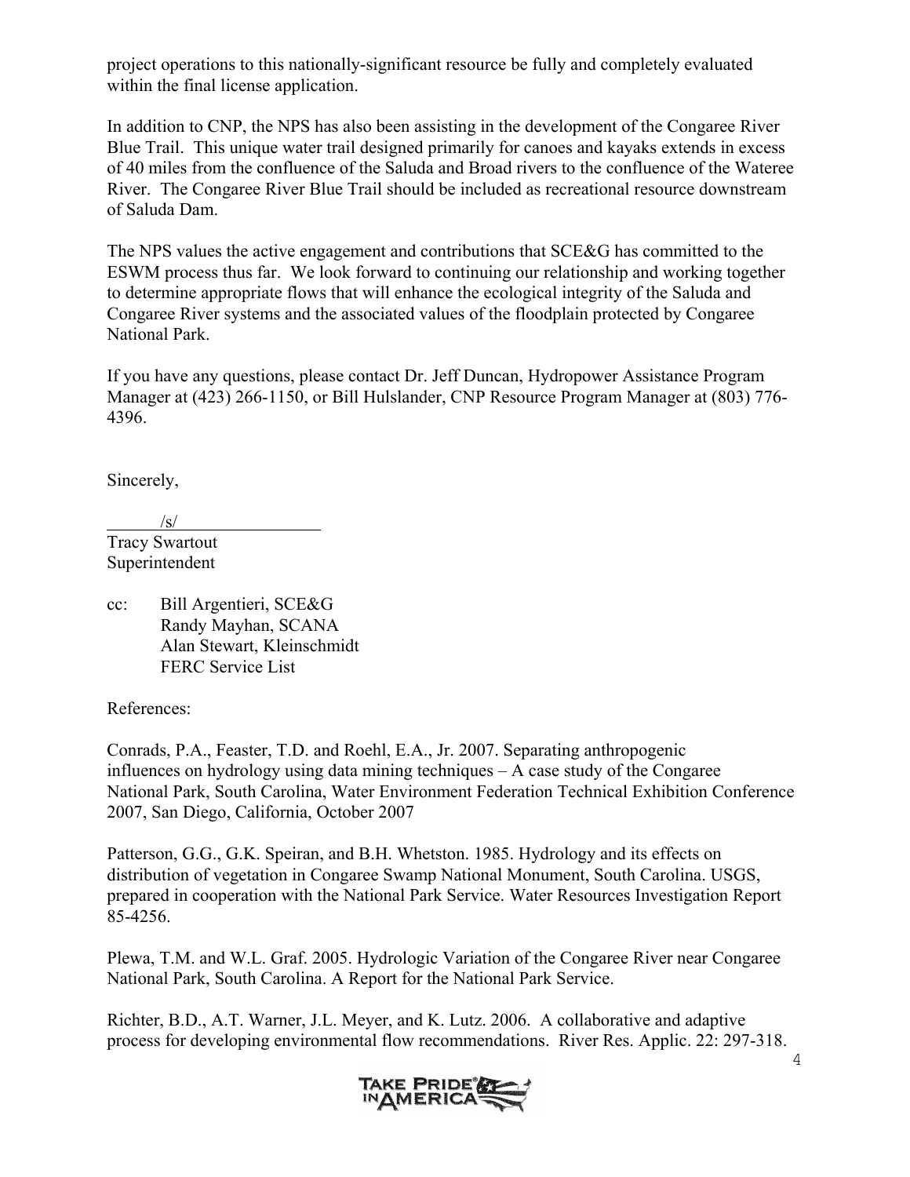project operations to this nationally-significant resource be fully and completely evaluated within the final license application.

In addition to CNP, the NPS has also been assisting in the development of the Congaree River Blue Trail. This unique water trail designed primarily for canoes and kayaks extends in excess of 40 miles from the confluence of the Saluda and Broad rivers to the confluence of the Wateree River. The Congaree River Blue Trail should be included as recreational resource downstream of Saluda Dam.

The NPS values the active engagement and contributions that SCE&G has committed to the ESWM process thus far. We look forward to continuing our relationship and working together to determine appropriate flows that will enhance the ecological integrity of the Saluda and Congaree River systems and the associated values of the floodplain protected by Congaree National Park.

If you have any questions, please contact Dr. Jeff Duncan, Hydropower Assistance Program Manager at (423) 266-1150, or Bill Hulslander, CNP Resource Program Manager at (803) 776-4396.

Sincerely,

/s/

Tracy Swartout
Superintendent

cc: Bill Argentieri, SCE&G
Randy Mayhan, SCANA
Alan Stewart, Kleinschmidt
FERC Service List

References:

Conrads, P.A., Feaster, T.D. and Roehl, E.A., Jr. 2007. Separating anthropogenic influences on hydrology using data mining techniques – A case study of the Congaree National Park, South Carolina, Water Environment Federation Technical Exhibition Conference 2007, San Diego, California, October 2007

Patterson, G.G., G.K. Speiran, and B.H. Whetston. 1985. Hydrology and its effects on distribution of vegetation in Congaree Swamp National Monument, South Carolina. USGS, prepared in cooperation with the National Park Service. Water Resources Investigation Report 85-4256.

Plewa, T.M. and W.L. Graf. 2005. Hydrologic Variation of the Congaree River near Congaree National Park, South Carolina. A Report for the National Park Service.

Richter, B.D., A.T. Warner, J.L. Meyer, and K. Lutz. 2006. A collaborative and adaptive process for developing environmental flow recommendations. River Res. Applic. 22: 297-318.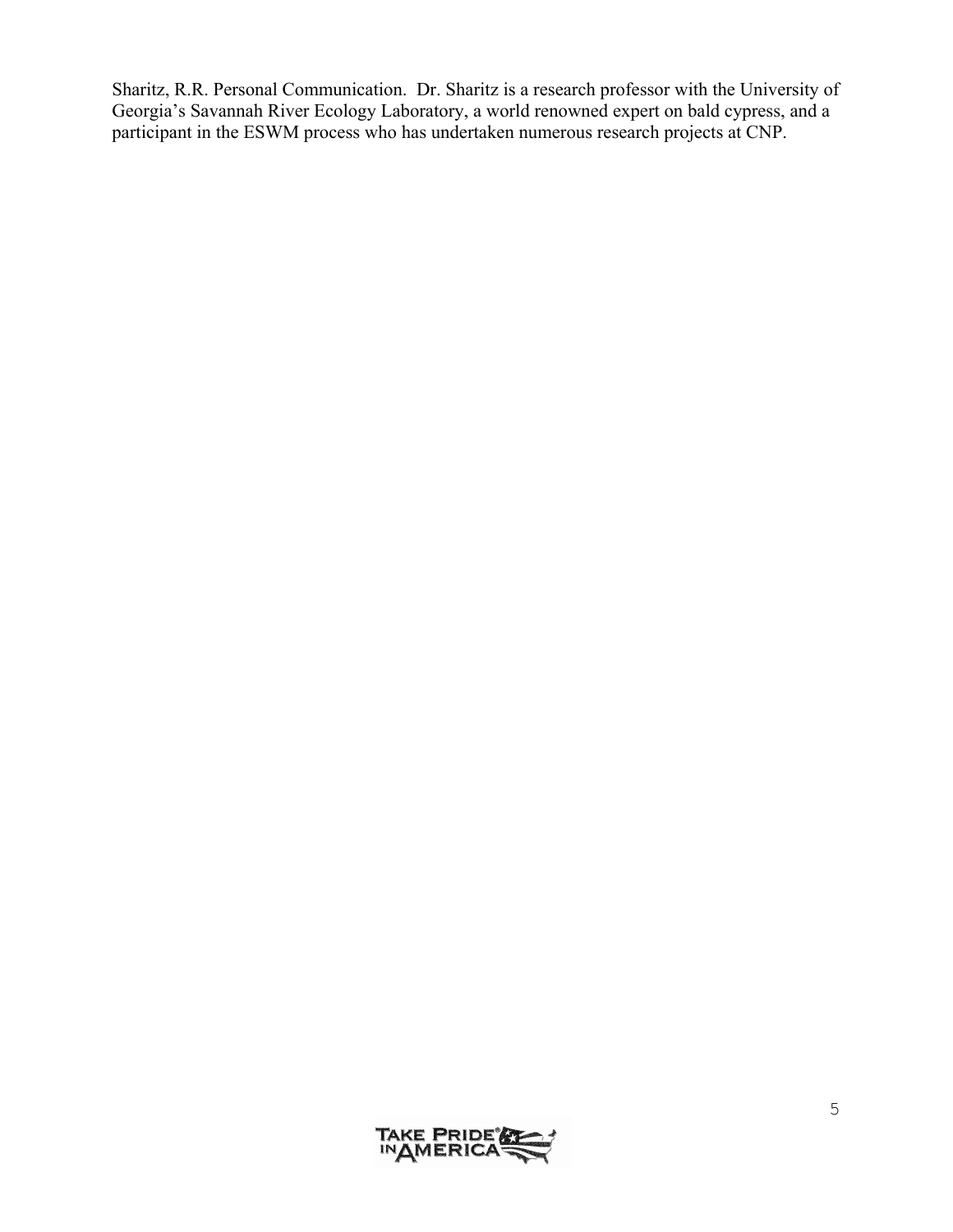Sharitz, R.R. Personal Communication. Dr. Sharitz is a research professor with the University of Georgia's Savannah River Ecology Laboratory, a world renowned expert on bald cypress, and a participant in the ESWM process who has undertaken numerous research projects at CNP.